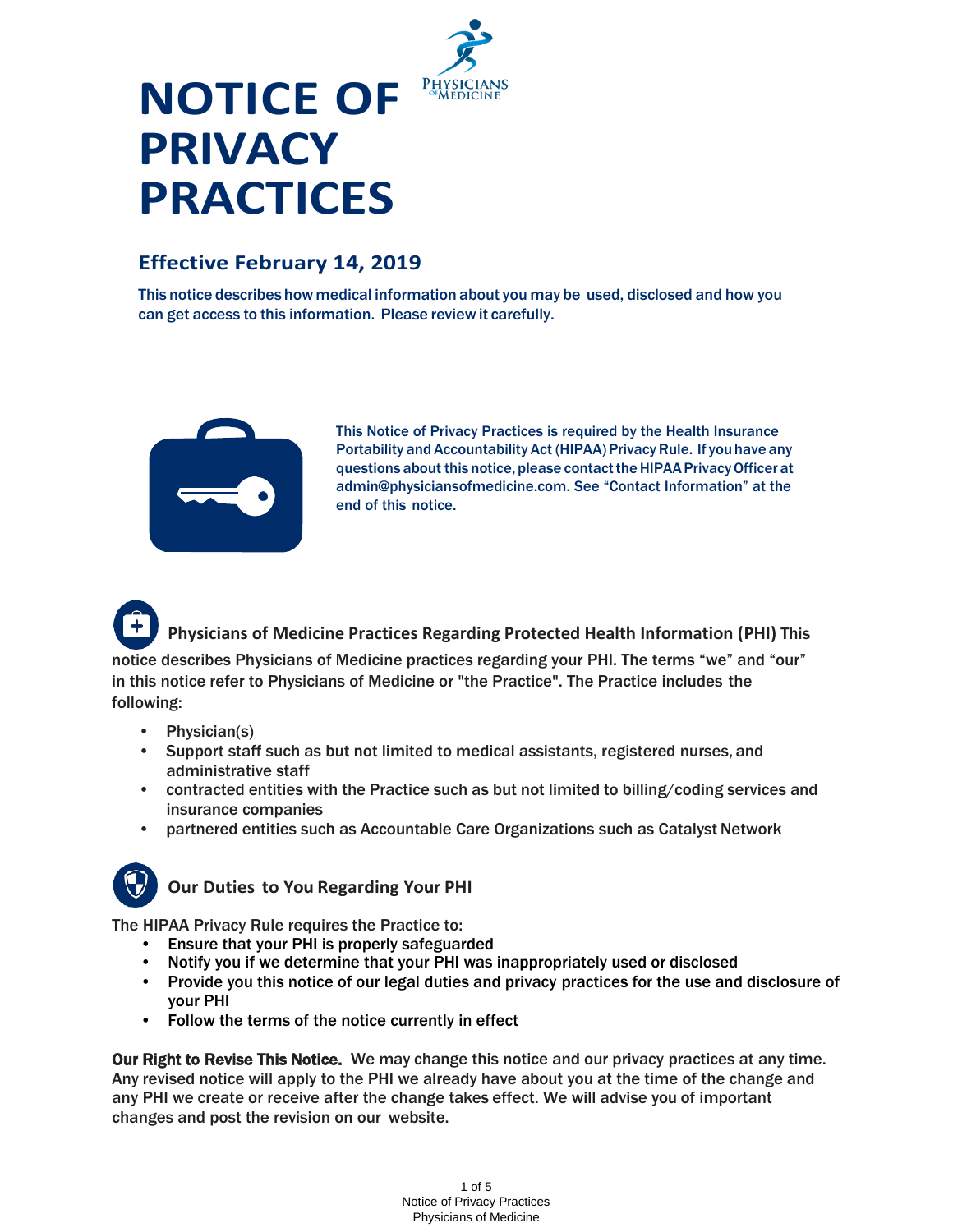# NOTICE OF PRIVACY PRACTICES

## Effective February 14, 2019

This notice describes how medical information about you may be used, disclosed and how you can get access to this information. Please review it carefully.

This Notice of Privacy Practices is required by the Health Insurance Portability and Accountability Act (HIPAA) Privacy Rule. If you have any questions about this notice, please contact the HIPAA Privacy Officer at admin@physiciansofmedicine.com. See "Contact Information" at the end of this notice.

### Physicians of Medicine Practices Regarding Protected Health Information (PHI)

This notice describes Physicians of Medicine practices regarding your PHI. The terms "we" and "our" in this notice refer to Physicians of Medicine or "the Practice". The Practice includes the following:

- Physician(s)
- Support staff such as but not limited to medical assistants, registered nurses, and administrative staff
- contracted entities with the Practice such as but not limited to billing/coding services and insurance companies
- partnered entities such as Accountable Care Organizations such as Catalyst Network

### Our Duties to You Regarding Your PHI

The HIPAA Privacy Rule requires the Practice to:

- Ensure that your PHI is properly safeguarded
- Notify you if we determine that your PHI was inappropriately used or disclosed
- Provide you this notice of our legal duties and privacy practices for the use and disclosure of your PHI
- Follow the terms of the notice currently in effect

**Our Right to Revise This Notice.** We may change this notice and our privacy practices at any time. Any revised notice will apply to the PHI we already have about you at the time of the change and any PHI we create or receive after the change takes effect. We will advise you of important changes and post the revision on our website.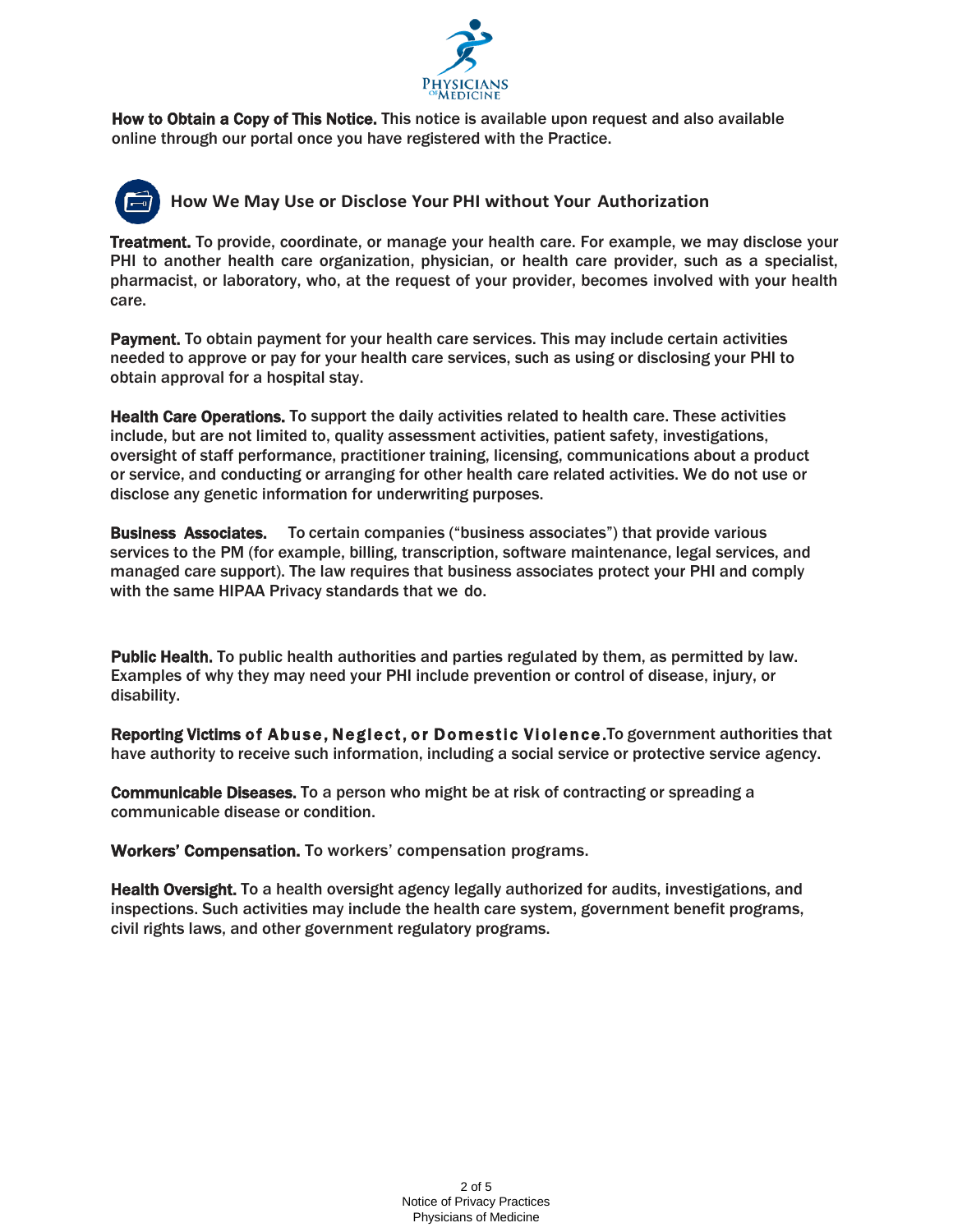**How to Obtain a Copy of This Notice.** This notice is available upon request and also available online through our portal once you have registered with the Practice.

## How We May Use or Disclose Your PHI without Your Authorization

**Treatment.** To provide, coordinate, or manage your health care. For example, we may disclose your PHI to another health care organization, physician, or health care provider, such as a specialist, pharmacist, or laboratory, who, at the request of your provider, becomes involved with your health care.

**Payment.** To obtain payment for your health care services. This may include certain activities needed to approve or pay for your health care services, such as using or disclosing your PHI to obtain approval for a hospital stay.

**Health Care Operations.** To support the daily activities related to health care. These activities include, but are not limited to, quality assessment activities, patient safety, investigations, oversight of staff performance, practitioner training, licensing, communications about a product or service, and conducting or arranging for other health care related activities. We do not use or disclose any genetic information for underwriting purposes.

**Business Associates.** To certain companies ("business associates") that provide various services to the PM (for example, billing, transcription, software maintenance, legal services, and managed care support). The law requires that business associates protect your PHI and comply with the same HIPAA Privacy standards that we do.

**Public Health.** To public health authorities and parties regulated by them, as permitted by law. Examples of why they may need your PHI include prevention or control of disease, injury, or disability.

**Reporting Victims of Abuse, Neglect, or Domestic Violence.** To government authorities that have authority to receive such information, including a social service or protective service agency.

**Communicable Diseases.** To a person who might be at risk of contracting or spreading a communicable disease or condition.

**Workers' Compensation.** To workers' compensation programs.

**Health Oversight.** To a health oversight agency legally authorized for audits, investigations, and inspections. Such activities may include the health care system, government benefit programs, civil rights laws, and other government regulatory programs.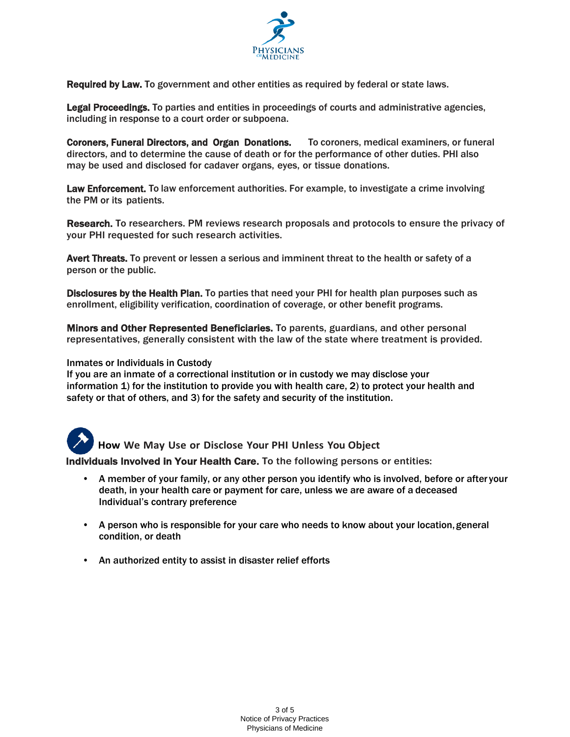**Required by Law.** To government and other entities as required by federal or state laws.

**Legal Proceedings.** To parties and entities in proceedings of courts and administrative agencies, including in response to a court order or subpoena.

**Coroners, Funeral Directors, and Organ Donations.** To coroners, medical examiners, or funeral directors, and to determine the cause of death or for the performance of other duties. PHI also may be used and disclosed for cadaver organs, eyes, or tissue donations.

**Law Enforcement.** To law enforcement authorities. For example, to investigate a crime involving the PM or its patients.

**Research.** To researchers. PM reviews research proposals and protocols to ensure the privacy of your PHI requested for such research activities.

**Avert Threats.** To prevent or lessen a serious and imminent threat to the health or safety of a person or the public.

**Disclosures by the Health Plan.** To parties that need your PHI for health plan purposes such as enrollment, eligibility verification, coordination of coverage, or other benefit programs.

**Minors and Other Represented Beneficiaries.** To parents, guardians, and other personal representatives, generally consistent with the law of the state where treatment is provided.

Inmates or Individuals in Custody
If you are an inmate of a correctional institution or in custody we may disclose your information 1) for the institution to provide you with health care, 2) to protect your health and safety or that of others, and 3) for the safety and security of the institution.

## How We May Use or Disclose Your PHI Unless You Object

**Individuals Involved in Your Health Care.** To the following persons or entities:

- A member of your family, or any other person you identify who is involved, before or after your death, in your health care or payment for care, unless we are aware of a deceased Individual's contrary preference
- A person who is responsible for your care who needs to know about your location, general condition, or death
- An authorized entity to assist in disaster relief efforts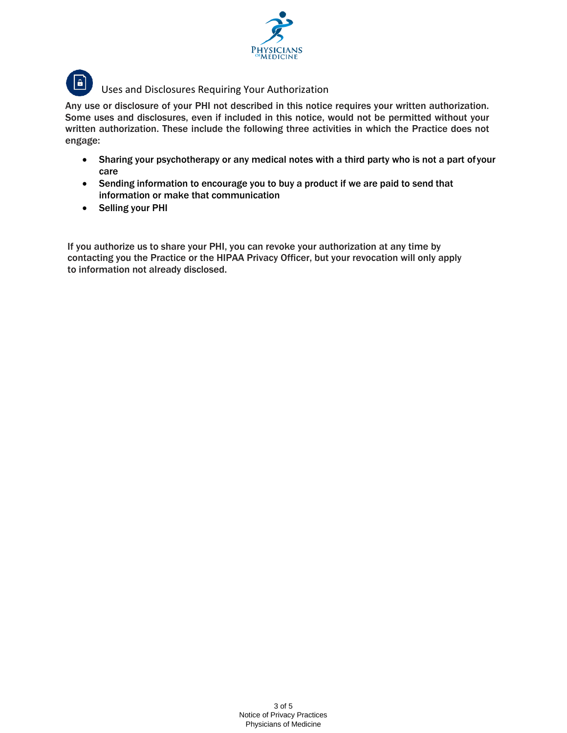## Uses and Disclosures Requiring Your Authorization

Any use or disclosure of your PHI not described in this notice requires your written authorization. Some uses and disclosures, even if included in this notice, would not be permitted without your written authorization. These include the following three activities in which the Practice does not engage:

- Sharing your psychotherapy or any medical notes with a third party who is not a part of your care
- Sending information to encourage you to buy a product if we are paid to send that information or make that communication
- Selling your PHI

If you authorize us to share your PHI, you can revoke your authorization at any time by contacting you the Practice or the HIPAA Privacy Officer, but your revocation will only apply to information not already disclosed.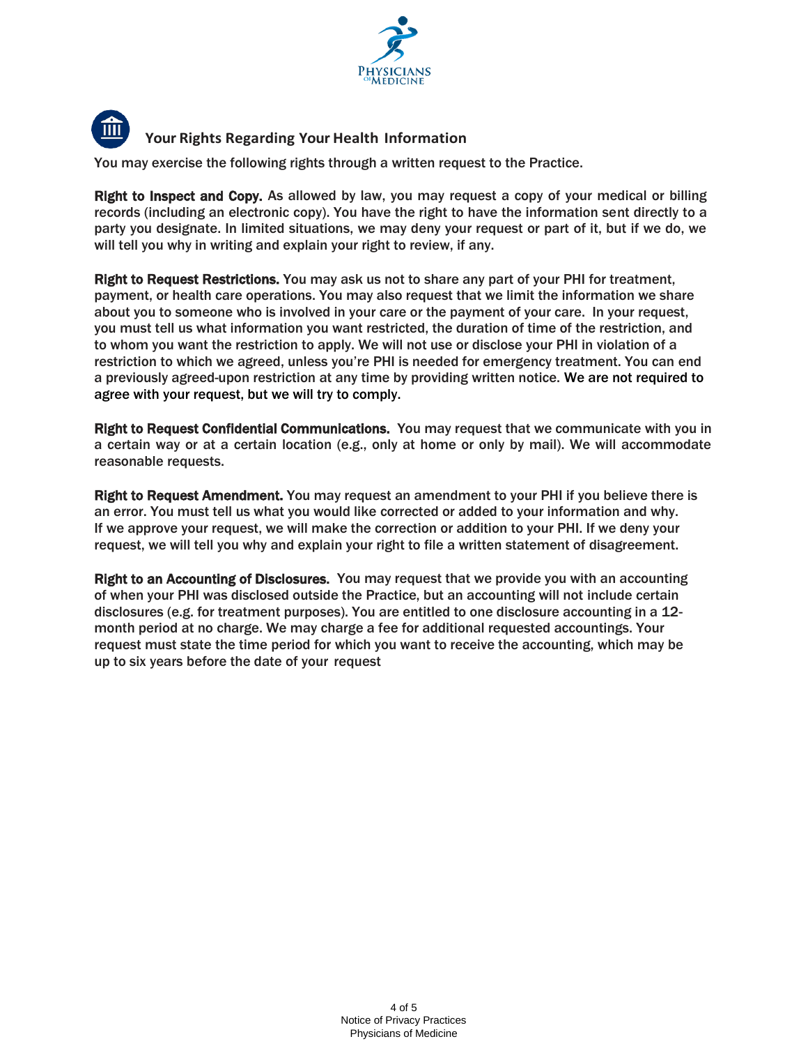## Your Rights Regarding Your Health Information

You may exercise the following rights through a written request to the Practice.

**Right to Inspect and Copy.** As allowed by law, you may request a copy of your medical or billing records (including an electronic copy). You have the right to have the information sent directly to a party you designate. In limited situations, we may deny your request or part of it, but if we do, we will tell you why in writing and explain your right to review, if any.

**Right to Request Restrictions.** You may ask us not to share any part of your PHI for treatment, payment, or health care operations. You may also request that we limit the information we share about you to someone who is involved in your care or the payment of your care. In your request, you must tell us what information you want restricted, the duration of time of the restriction, and to whom you want the restriction to apply. We will not use or disclose your PHI in violation of a restriction to which we agreed, unless you're PHI is needed for emergency treatment. You can end a previously agreed-upon restriction at any time by providing written notice. We are not required to agree with your request, but we will try to comply.

**Right to Request Confidential Communications.** You may request that we communicate with you in a certain way or at a certain location (e.g., only at home or only by mail). We will accommodate reasonable requests.

**Right to Request Amendment.** You may request an amendment to your PHI if you believe there is an error. You must tell us what you would like corrected or added to your information and why. If we approve your request, we will make the correction or addition to your PHI. If we deny your request, we will tell you why and explain your right to file a written statement of disagreement.

**Right to an Accounting of Disclosures.** You may request that we provide you with an accounting of when your PHI was disclosed outside the Practice, but an accounting will not include certain disclosures (e.g. for treatment purposes). You are entitled to one disclosure accounting in a 12-month period at no charge. We may charge a fee for additional requested accountings. Your request must state the time period for which you want to receive the accounting, which may be up to six years before the date of your request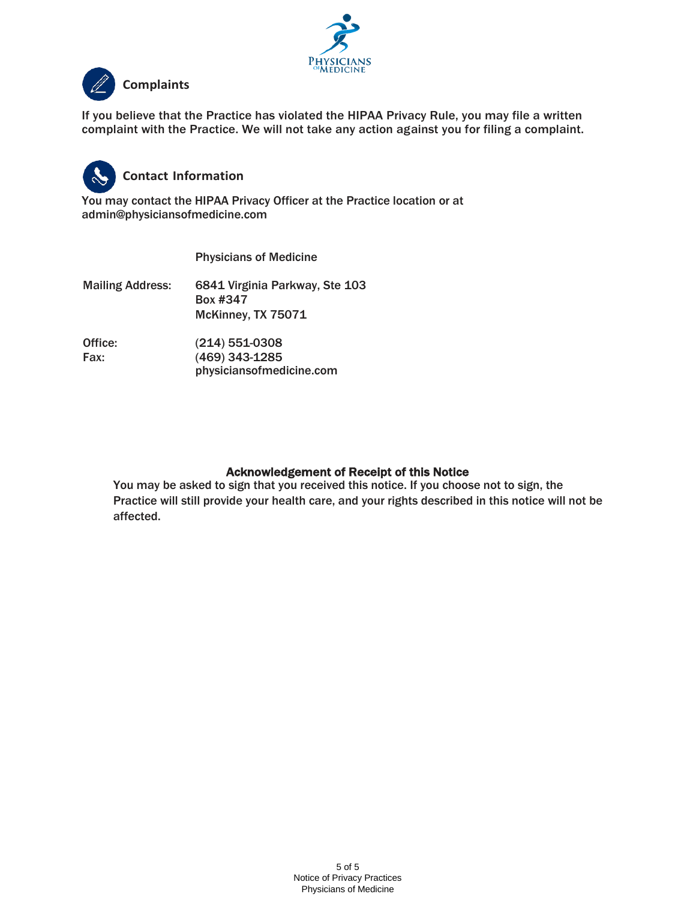## Complaints

If you believe that the Practice has violated the HIPAA Privacy Rule, you may file a written complaint with the Practice. We will not take any action against you for filing a complaint.

## Contact Information

You may contact the HIPAA Privacy Officer at the Practice location or at admin@physiciansofmedicine.com

| | |
|---|---|
| | Physicians of Medicine |
| Mailing Address: | 6841 Virginia Parkway, Ste 103<br>Box #347<br>McKinney, TX 75071 |
| Office: | (214) 551-0308 |
| Fax: | (469) 343-1285 |
| | physiciansofmedicine.com |

### Acknowledgement of Receipt of this Notice

You may be asked to sign that you received this notice. If you choose not to sign, the Practice will still provide your health care, and your rights described in this notice will not be affected.